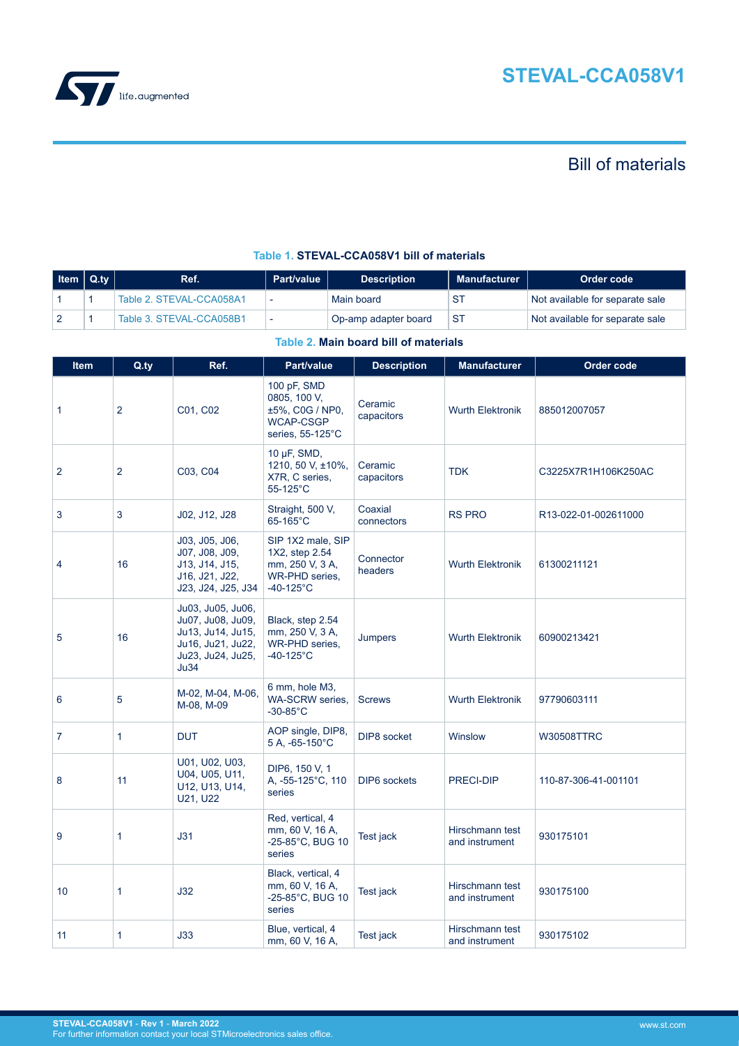# STEVAL-CCA058V1

## Bill of materials

**Table 1. STEVAL-CCA058V1 bill of materials**

| Item | Q.ty | Ref. | Part/value | Description | Manufacturer | Order code |
|---|---|---|---|---|---|---|
| 1 | 1 | Table 2. STEVAL-CCA058A1 | - | Main board | ST | Not available for separate sale |
| 2 | 1 | Table 3. STEVAL-CCA058B1 | - | Op-amp adapter board | ST | Not available for separate sale |

**Table 2. Main board bill of materials**

| Item | Q.ty | Ref. | Part/value | Description | Manufacturer | Order code |
|---|---|---|---|---|---|---|
| 1 | 2 | C01, C02 | 100 pF, SMD 0805, 100 V, ±5%, C0G / NP0, WCAP-CSGP series, 55-125°C | Ceramic capacitors | Wurth Elektronik | 885012007057 |
| 2 | 2 | C03, C04 | 10 µF, SMD, 1210, 50 V, ±10%, X7R, C series, 55-125°C | Ceramic capacitors | TDK | C3225X7R1H106K250AC |
| 3 | 3 | J02, J12, J28 | Straight, 500 V, 65-165°C | Coaxial connectors | RS PRO | R13-022-01-002611000 |
| 4 | 16 | J03, J05, J06, J07, J08, J09, J13, J14, J15, J16, J21, J22, J23, J24, J25, J34 | SIP 1X2 male, SIP 1X2, step 2.54 mm, 250 V, 3 A, WR-PHD series, -40-125°C | Connector headers | Wurth Elektronik | 61300211121 |
| 5 | 16 | Ju03, Ju05, Ju06, Ju07, Ju08, Ju09, Ju13, Ju14, Ju15, Ju16, Ju21, Ju22, Ju23, Ju24, Ju25, Ju34 | Black, step 2.54 mm, 250 V, 3 A, WR-PHD series, -40-125°C | Jumpers | Wurth Elektronik | 60900213421 |
| 6 | 5 | M-02, M-04, M-06, M-08, M-09 | 6 mm, hole M3, WA-SCRW series, -30-85°C | Screws | Wurth Elektronik | 97790603111 |
| 7 | 1 | DUT | AOP single, DIP8, 5 A, -65-150°C | DIP8 socket | Winslow | W30508TTRC |
| 8 | 11 | U01, U02, U03, U04, U05, U11, U12, U13, U14, U21, U22 | DIP6, 150 V, 1 A, -55-125°C, 110 series | DIP6 sockets | PRECI-DIP | 110-87-306-41-001101 |
| 9 | 1 | J31 | Red, vertical, 4 mm, 60 V, 16 A, -25-85°C, BUG 10 series | Test jack | Hirschmann test and instrument | 930175101 |
| 10 | 1 | J32 | Black, vertical, 4 mm, 60 V, 16 A, -25-85°C, BUG 10 series | Test jack | Hirschmann test and instrument | 930175100 |
| 11 | 1 | J33 | Blue, vertical, 4 mm, 60 V, 16 A, | Test jack | Hirschmann test and instrument | 930175102 |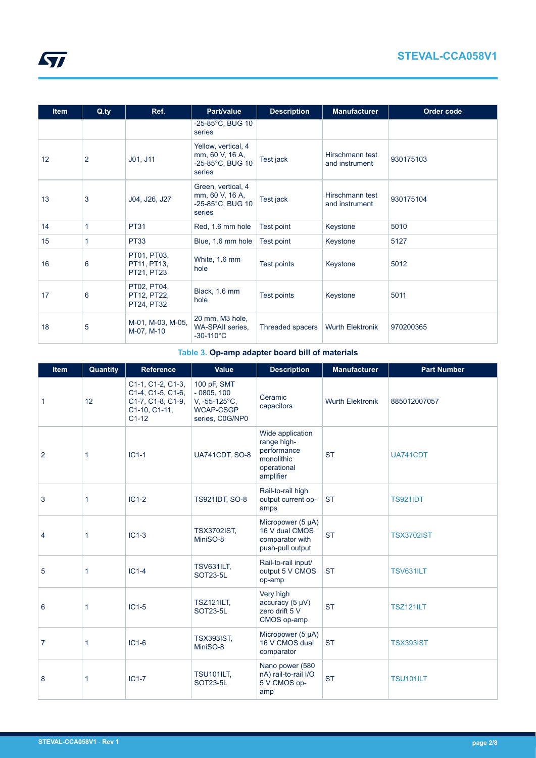| Item | Q.ty | Ref. | Part/value | Description | Manufacturer | Order code |
|---|---|---|---|---|---|---|
| | | | -25-85°C, BUG 10 series | | | |
| 12 | 2 | J01, J11 | Yellow, vertical, 4 mm, 60 V, 16 A, -25-85°C, BUG 10 series | Test jack | Hirschmann test and instrument | 930175103 |
| 13 | 3 | J04, J26, J27 | Green, vertical, 4 mm, 60 V, 16 A, -25-85°C, BUG 10 series | Test jack | Hirschmann test and instrument | 930175104 |
| 14 | 1 | PT31 | Red, 1.6 mm hole | Test point | Keystone | 5010 |
| 15 | 1 | PT33 | Blue, 1.6 mm hole | Test point | Keystone | 5127 |
| 16 | 6 | PT01, PT03, PT11, PT13, PT21, PT23 | White, 1.6 mm hole | Test points | Keystone | 5012 |
| 17 | 6 | PT02, PT04, PT12, PT22, PT24, PT32 | Black, 1.6 mm hole | Test points | Keystone | 5011 |
| 18 | 5 | M-01, M-03, M-05, M-07, M-10 | 20 mm, M3 hole, WA-SPAII series, -30-110°C | Threaded spacers | Wurth Elektronik | 970200365 |

**Table 3. Op-amp adapter board bill of materials**

| Item | Quantity | Reference | Value | Description | Manufacturer | Part Number |
|---|---|---|---|---|---|---|
| 1 | 12 | C1-1, C1-2, C1-3, C1-4, C1-5, C1-6, C1-7, C1-8, C1-9, C1-10, C1-11, C1-12 | 100 pF, SMT - 0805, 100 V, -55-125°C, WCAP-CSGP series, C0G/NP0 | Ceramic capacitors | Wurth Elektronik | 885012007057 |
| 2 | 1 | IC1-1 | UA741CDT, SO-8 | Wide application range high-performance monolithic operational amplifier | ST | UA741CDT |
| 3 | 1 | IC1-2 | TS921IDT, SO-8 | Rail-to-rail high output current op-amps | ST | TS921IDT |
| 4 | 1 | IC1-3 | TSX3702IST, MiniSO-8 | Micropower (5 µA) 16 V dual CMOS comparator with push-pull output | ST | TSX3702IST |
| 5 | 1 | IC1-4 | TSV631ILT, SOT23-5L | Rail-to-rail input/ output 5 V CMOS op-amp | ST | TSV631ILT |
| 6 | 1 | IC1-5 | TSZ121ILT, SOT23-5L | Very high accuracy (5 µV) zero drift 5 V CMOS op-amp | ST | TSZ121ILT |
| 7 | 1 | IC1-6 | TSX393IST, MiniSO-8 | Micropower (5 µA) 16 V CMOS dual comparator | ST | TSX393IST |
| 8 | 1 | IC1-7 | TSU101ILT, SOT23-5L | Nano power (580 nA) rail-to-rail I/O 5 V CMOS op-amp | ST | TSU101ILT |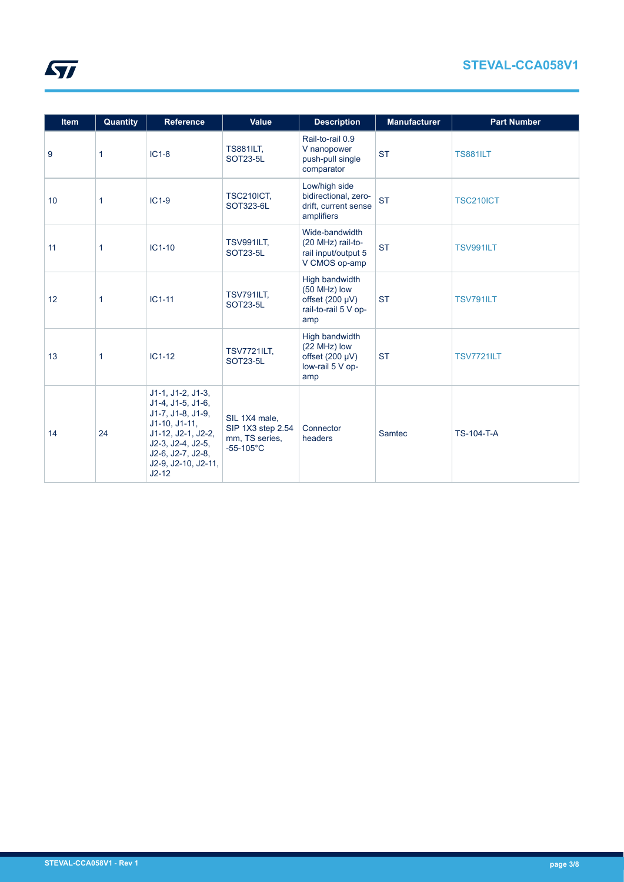| Item | Quantity | Reference | Value | Description | Manufacturer | Part Number |
|---|---|---|---|---|---|---|
| 9 | 1 | IC1-8 | TS881ILT, SOT23-5L | Rail-to-rail 0.9 V nanopower push-pull single comparator | ST | TS881ILT |
| 10 | 1 | IC1-9 | TSC210ICT, SOT323-6L | Low/high side bidirectional, zero-drift, current sense amplifiers | ST | TSC210ICT |
| 11 | 1 | IC1-10 | TSV991ILT, SOT23-5L | Wide-bandwidth (20 MHz) rail-to-rail input/output 5 V CMOS op-amp | ST | TSV991ILT |
| 12 | 1 | IC1-11 | TSV791ILT, SOT23-5L | High bandwidth (50 MHz) low offset (200 μV) rail-to-rail 5 V op-amp | ST | TSV791ILT |
| 13 | 1 | IC1-12 | TSV7721ILT, SOT23-5L | High bandwidth (22 MHz) low offset (200 μV) low-rail 5 V op-amp | ST | TSV7721ILT |
| 14 | 24 | J1-1, J1-2, J1-3, J1-4, J1-5, J1-6, J1-7, J1-8, J1-9, J1-10, J1-11, J1-12, J2-1, J2-2, J2-3, J2-4, J2-5, J2-6, J2-7, J2-8, J2-9, J2-10, J2-11, J2-12 | SIL 1X4 male, SIP 1X3 step 2.54 mm, TS series, -55-105°C | Connector headers | Samtec | TS-104-T-A |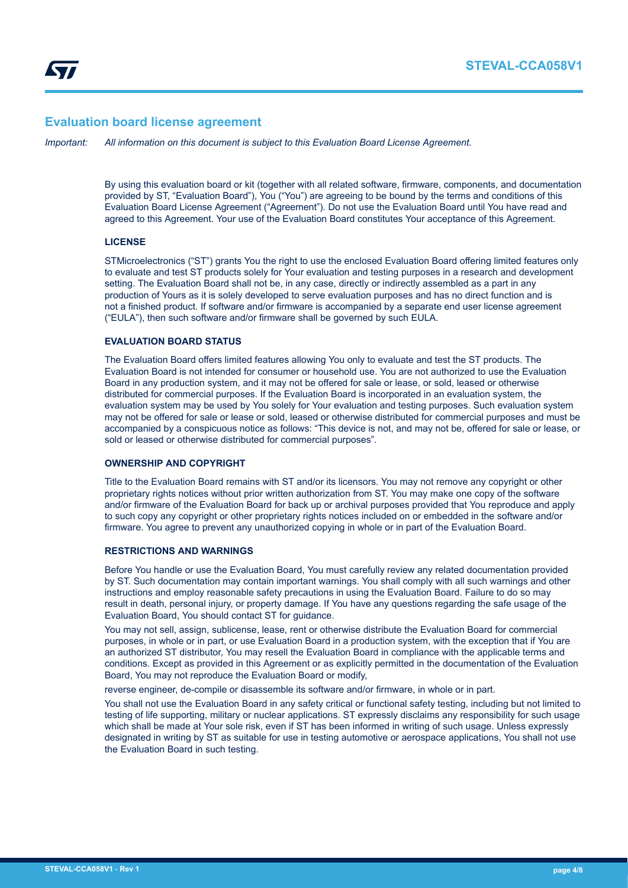## Evaluation board license agreement

*Important: All information on this document is subject to this Evaluation Board License Agreement.*

By using this evaluation board or kit (together with all related software, firmware, components, and documentation provided by ST, “Evaluation Board”), You (“You”) are agreeing to be bound by the terms and conditions of this Evaluation Board License Agreement (“Agreement”). Do not use the Evaluation Board until You have read and agreed to this Agreement. Your use of the Evaluation Board constitutes Your acceptance of this Agreement.

### LICENSE

STMicroelectronics (“ST”) grants You the right to use the enclosed Evaluation Board offering limited features only to evaluate and test ST products solely for Your evaluation and testing purposes in a research and development setting. The Evaluation Board shall not be, in any case, directly or indirectly assembled as a part in any production of Yours as it is solely developed to serve evaluation purposes and has no direct function and is not a finished product. If software and/or firmware is accompanied by a separate end user license agreement (“EULA”), then such software and/or firmware shall be governed by such EULA.

### EVALUATION BOARD STATUS

The Evaluation Board offers limited features allowing You only to evaluate and test the ST products. The Evaluation Board is not intended for consumer or household use. You are not authorized to use the Evaluation Board in any production system, and it may not be offered for sale or lease, or sold, leased or otherwise distributed for commercial purposes. If the Evaluation Board is incorporated in an evaluation system, the evaluation system may be used by You solely for Your evaluation and testing purposes. Such evaluation system may not be offered for sale or lease or sold, leased or otherwise distributed for commercial purposes and must be accompanied by a conspicuous notice as follows: “This device is not, and may not be, offered for sale or lease, or sold or leased or otherwise distributed for commercial purposes”.

### OWNERSHIP AND COPYRIGHT

Title to the Evaluation Board remains with ST and/or its licensors. You may not remove any copyright or other proprietary rights notices without prior written authorization from ST. You may make one copy of the software and/or firmware of the Evaluation Board for back up or archival purposes provided that You reproduce and apply to such copy any copyright or other proprietary rights notices included on or embedded in the software and/or firmware. You agree to prevent any unauthorized copying in whole or in part of the Evaluation Board.

### RESTRICTIONS AND WARNINGS

Before You handle or use the Evaluation Board, You must carefully review any related documentation provided by ST. Such documentation may contain important warnings. You shall comply with all such warnings and other instructions and employ reasonable safety precautions in using the Evaluation Board. Failure to do so may result in death, personal injury, or property damage. If You have any questions regarding the safe usage of the Evaluation Board, You should contact ST for guidance.

You may not sell, assign, sublicense, lease, rent or otherwise distribute the Evaluation Board for commercial purposes, in whole or in part, or use Evaluation Board in a production system, with the exception that if You are an authorized ST distributor, You may resell the Evaluation Board in compliance with the applicable terms and conditions. Except as provided in this Agreement or as explicitly permitted in the documentation of the Evaluation Board, You may not reproduce the Evaluation Board or modify,

reverse engineer, de-compile or disassemble its software and/or firmware, in whole or in part.

You shall not use the Evaluation Board in any safety critical or functional safety testing, including but not limited to testing of life supporting, military or nuclear applications. ST expressly disclaims any responsibility for such usage which shall be made at Your sole risk, even if ST has been informed in writing of such usage. Unless expressly designated in writing by ST as suitable for use in testing automotive or aerospace applications, You shall not use the Evaluation Board in such testing.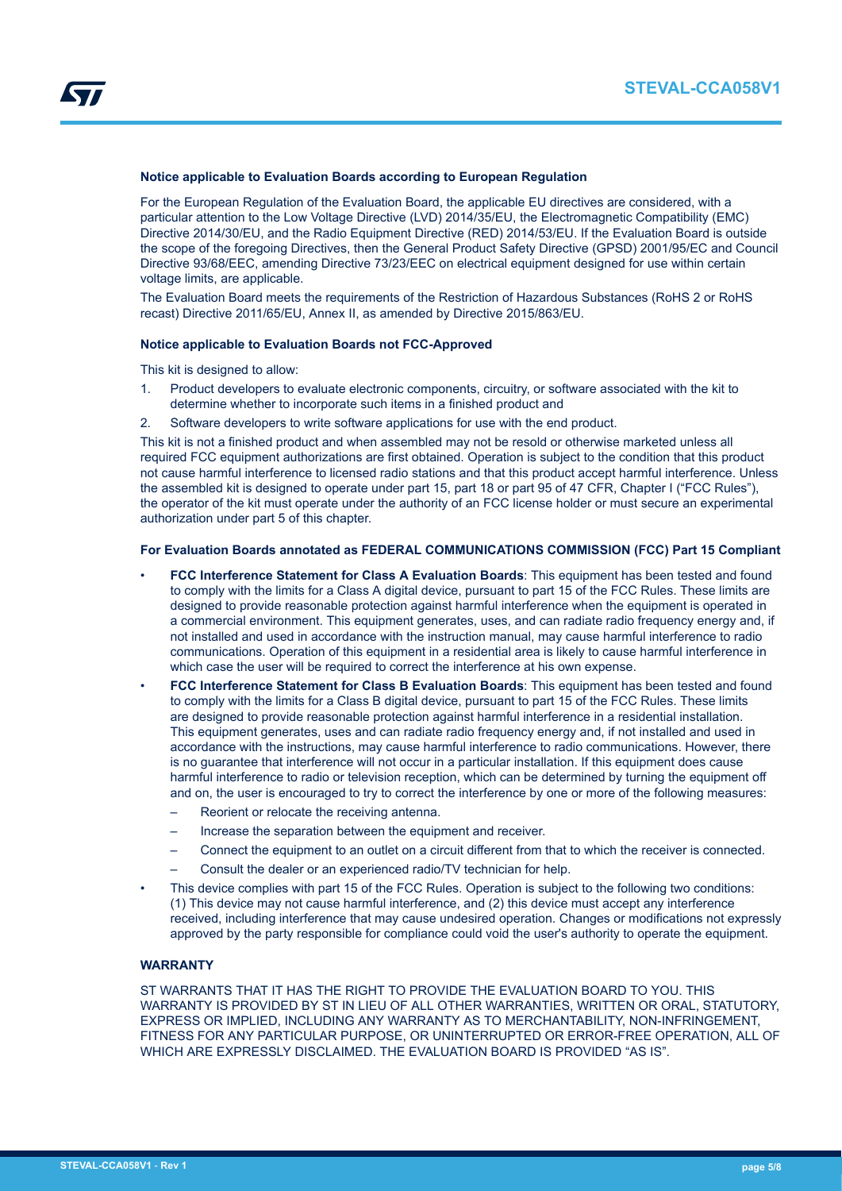### Notice applicable to Evaluation Boards according to European Regulation

For the European Regulation of the Evaluation Board, the applicable EU directives are considered, with a particular attention to the Low Voltage Directive (LVD) 2014/35/EU, the Electromagnetic Compatibility (EMC) Directive 2014/30/EU, and the Radio Equipment Directive (RED) 2014/53/EU. If the Evaluation Board is outside the scope of the foregoing Directives, then the General Product Safety Directive (GPSD) 2001/95/EC and Council Directive 93/68/EEC, amending Directive 73/23/EEC on electrical equipment designed for use within certain voltage limits, are applicable.

The Evaluation Board meets the requirements of the Restriction of Hazardous Substances (RoHS 2 or RoHS recast) Directive 2011/65/EU, Annex II, as amended by Directive 2015/863/EU.

### Notice applicable to Evaluation Boards not FCC-Approved

This kit is designed to allow:

1. Product developers to evaluate electronic components, circuitry, or software associated with the kit to determine whether to incorporate such items in a finished product and
2. Software developers to write software applications for use with the end product.

This kit is not a finished product and when assembled may not be resold or otherwise marketed unless all required FCC equipment authorizations are first obtained. Operation is subject to the condition that this product not cause harmful interference to licensed radio stations and that this product accept harmful interference. Unless the assembled kit is designed to operate under part 15, part 18 or part 95 of 47 CFR, Chapter I ("FCC Rules"), the operator of the kit must operate under the authority of an FCC license holder or must secure an experimental authorization under part 5 of this chapter.

### For Evaluation Boards annotated as FEDERAL COMMUNICATIONS COMMISSION (FCC) Part 15 Compliant

- **FCC Interference Statement for Class A Evaluation Boards**: This equipment has been tested and found to comply with the limits for a Class A digital device, pursuant to part 15 of the FCC Rules. These limits are designed to provide reasonable protection against harmful interference when the equipment is operated in a commercial environment. This equipment generates, uses, and can radiate radio frequency energy and, if not installed and used in accordance with the instruction manual, may cause harmful interference to radio communications. Operation of this equipment in a residential area is likely to cause harmful interference in which case the user will be required to correct the interference at his own expense.
- **FCC Interference Statement for Class B Evaluation Boards**: This equipment has been tested and found to comply with the limits for a Class B digital device, pursuant to part 15 of the FCC Rules. These limits are designed to provide reasonable protection against harmful interference in a residential installation. This equipment generates, uses and can radiate radio frequency energy and, if not installed and used in accordance with the instructions, may cause harmful interference to radio communications. However, there is no guarantee that interference will not occur in a particular installation. If this equipment does cause harmful interference to radio or television reception, which can be determined by turning the equipment off and on, the user is encouraged to try to correct the interference by one or more of the following measures:
  - Reorient or relocate the receiving antenna.
  - Increase the separation between the equipment and receiver.
  - Connect the equipment to an outlet on a circuit different from that to which the receiver is connected.
  - Consult the dealer or an experienced radio/TV technician for help.
- This device complies with part 15 of the FCC Rules. Operation is subject to the following two conditions: (1) This device may not cause harmful interference, and (2) this device must accept any interference received, including interference that may cause undesired operation. Changes or modifications not expressly approved by the party responsible for compliance could void the user's authority to operate the equipment.

### WARRANTY

ST WARRANTS THAT IT HAS THE RIGHT TO PROVIDE THE EVALUATION BOARD TO YOU. THIS WARRANTY IS PROVIDED BY ST IN LIEU OF ALL OTHER WARRANTIES, WRITTEN OR ORAL, STATUTORY, EXPRESS OR IMPLIED, INCLUDING ANY WARRANTY AS TO MERCHANTABILITY, NON-INFRINGEMENT, FITNESS FOR ANY PARTICULAR PURPOSE, OR UNINTERRUPTED OR ERROR-FREE OPERATION, ALL OF WHICH ARE EXPRESSLY DISCLAIMED. THE EVALUATION BOARD IS PROVIDED "AS IS".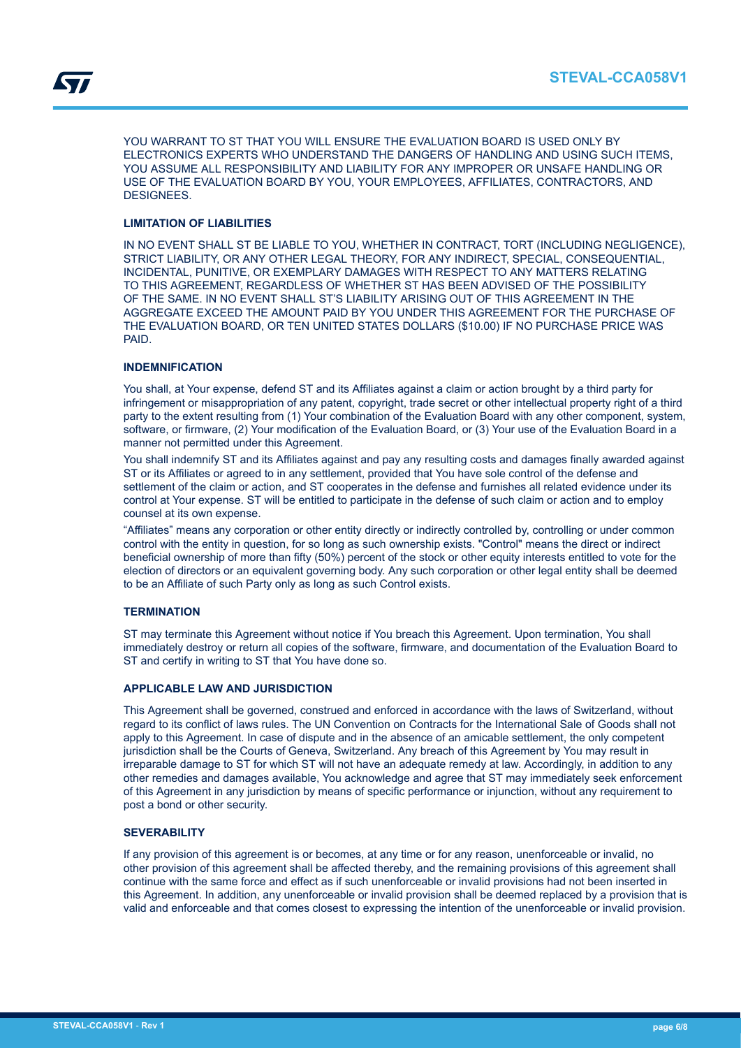YOU WARRANT TO ST THAT YOU WILL ENSURE THE EVALUATION BOARD IS USED ONLY BY ELECTRONICS EXPERTS WHO UNDERSTAND THE DANGERS OF HANDLING AND USING SUCH ITEMS, YOU ASSUME ALL RESPONSIBILITY AND LIABILITY FOR ANY IMPROPER OR UNSAFE HANDLING OR USE OF THE EVALUATION BOARD BY YOU, YOUR EMPLOYEES, AFFILIATES, CONTRACTORS, AND DESIGNEES.

**LIMITATION OF LIABILITIES**

IN NO EVENT SHALL ST BE LIABLE TO YOU, WHETHER IN CONTRACT, TORT (INCLUDING NEGLIGENCE), STRICT LIABILITY, OR ANY OTHER LEGAL THEORY, FOR ANY INDIRECT, SPECIAL, CONSEQUENTIAL, INCIDENTAL, PUNITIVE, OR EXEMPLARY DAMAGES WITH RESPECT TO ANY MATTERS RELATING TO THIS AGREEMENT, REGARDLESS OF WHETHER ST HAS BEEN ADVISED OF THE POSSIBILITY OF THE SAME. IN NO EVENT SHALL ST'S LIABILITY ARISING OUT OF THIS AGREEMENT IN THE AGGREGATE EXCEED THE AMOUNT PAID BY YOU UNDER THIS AGREEMENT FOR THE PURCHASE OF THE EVALUATION BOARD, OR TEN UNITED STATES DOLLARS ($10.00) IF NO PURCHASE PRICE WAS PAID.

**INDEMNIFICATION**

You shall, at Your expense, defend ST and its Affiliates against a claim or action brought by a third party for infringement or misappropriation of any patent, copyright, trade secret or other intellectual property right of a third party to the extent resulting from (1) Your combination of the Evaluation Board with any other component, system, software, or firmware, (2) Your modification of the Evaluation Board, or (3) Your use of the Evaluation Board in a manner not permitted under this Agreement.

You shall indemnify ST and its Affiliates against and pay any resulting costs and damages finally awarded against ST or its Affiliates or agreed to in any settlement, provided that You have sole control of the defense and settlement of the claim or action, and ST cooperates in the defense and furnishes all related evidence under its control at Your expense. ST will be entitled to participate in the defense of such claim or action and to employ counsel at its own expense.

"Affiliates" means any corporation or other entity directly or indirectly controlled by, controlling or under common control with the entity in question, for so long as such ownership exists. "Control" means the direct or indirect beneficial ownership of more than fifty (50%) percent of the stock or other equity interests entitled to vote for the election of directors or an equivalent governing body. Any such corporation or other legal entity shall be deemed to be an Affiliate of such Party only as long as such Control exists.

**TERMINATION**

ST may terminate this Agreement without notice if You breach this Agreement. Upon termination, You shall immediately destroy or return all copies of the software, firmware, and documentation of the Evaluation Board to ST and certify in writing to ST that You have done so.

**APPLICABLE LAW AND JURISDICTION**

This Agreement shall be governed, construed and enforced in accordance with the laws of Switzerland, without regard to its conflict of laws rules. The UN Convention on Contracts for the International Sale of Goods shall not apply to this Agreement. In case of dispute and in the absence of an amicable settlement, the only competent jurisdiction shall be the Courts of Geneva, Switzerland. Any breach of this Agreement by You may result in irreparable damage to ST for which ST will not have an adequate remedy at law. Accordingly, in addition to any other remedies and damages available, You acknowledge and agree that ST may immediately seek enforcement of this Agreement in any jurisdiction by means of specific performance or injunction, without any requirement to post a bond or other security.

**SEVERABILITY**

If any provision of this agreement is or becomes, at any time or for any reason, unenforceable or invalid, no other provision of this agreement shall be affected thereby, and the remaining provisions of this agreement shall continue with the same force and effect as if such unenforceable or invalid provisions had not been inserted in this Agreement. In addition, any unenforceable or invalid provision shall be deemed replaced by a provision that is valid and enforceable and that comes closest to expressing the intention of the unenforceable or invalid provision.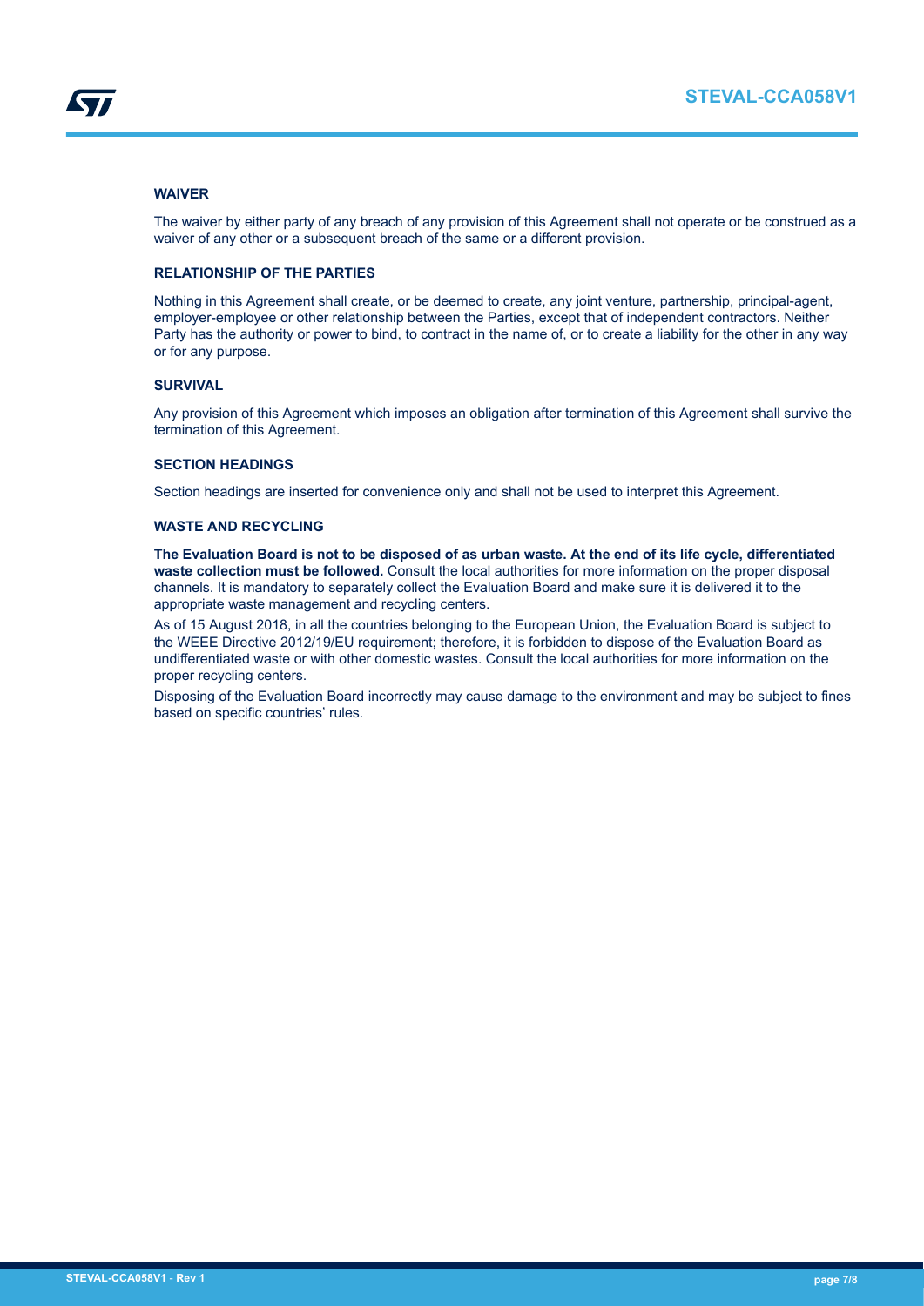### WAIVER

The waiver by either party of any breach of any provision of this Agreement shall not operate or be construed as a waiver of any other or a subsequent breach of the same or a different provision.

### RELATIONSHIP OF THE PARTIES

Nothing in this Agreement shall create, or be deemed to create, any joint venture, partnership, principal-agent, employer-employee or other relationship between the Parties, except that of independent contractors. Neither Party has the authority or power to bind, to contract in the name of, or to create a liability for the other in any way or for any purpose.

### SURVIVAL

Any provision of this Agreement which imposes an obligation after termination of this Agreement shall survive the termination of this Agreement.

### SECTION HEADINGS

Section headings are inserted for convenience only and shall not be used to interpret this Agreement.

### WASTE AND RECYCLING

**The Evaluation Board is not to be disposed of as urban waste. At the end of its life cycle, differentiated waste collection must be followed.** Consult the local authorities for more information on the proper disposal channels. It is mandatory to separately collect the Evaluation Board and make sure it is delivered it to the appropriate waste management and recycling centers.

As of 15 August 2018, in all the countries belonging to the European Union, the Evaluation Board is subject to the WEEE Directive 2012/19/EU requirement; therefore, it is forbidden to dispose of the Evaluation Board as undifferentiated waste or with other domestic wastes. Consult the local authorities for more information on the proper recycling centers.

Disposing of the Evaluation Board incorrectly may cause damage to the environment and may be subject to fines based on specific countries' rules.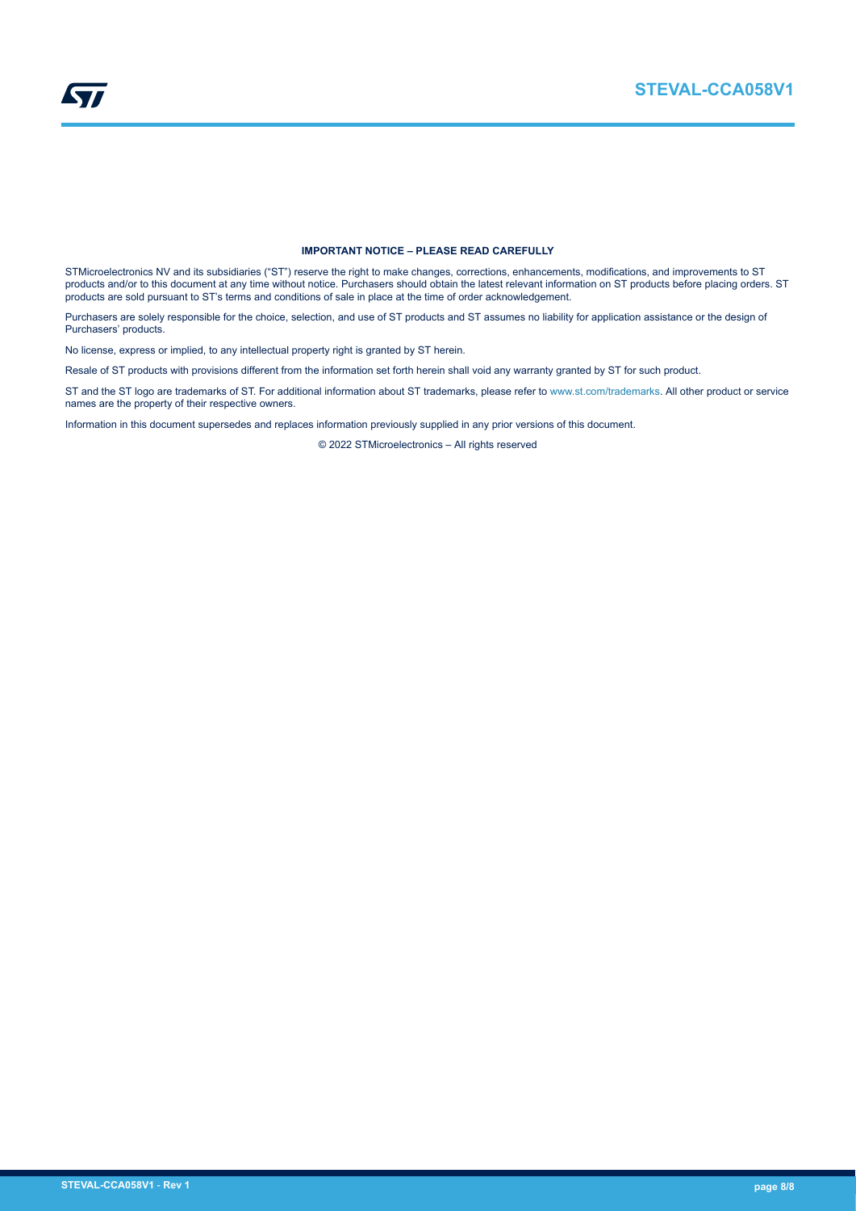**IMPORTANT NOTICE – PLEASE READ CAREFULLY**

STMicroelectronics NV and its subsidiaries ("ST") reserve the right to make changes, corrections, enhancements, modifications, and improvements to ST products and/or to this document at any time without notice. Purchasers should obtain the latest relevant information on ST products before placing orders. ST products are sold pursuant to ST's terms and conditions of sale in place at the time of order acknowledgement.

Purchasers are solely responsible for the choice, selection, and use of ST products and ST assumes no liability for application assistance or the design of Purchasers' products.

No license, express or implied, to any intellectual property right is granted by ST herein.

Resale of ST products with provisions different from the information set forth herein shall void any warranty granted by ST for such product.

ST and the ST logo are trademarks of ST. For additional information about ST trademarks, please refer to www.st.com/trademarks. All other product or service names are the property of their respective owners.

Information in this document supersedes and replaces information previously supplied in any prior versions of this document.

© 2022 STMicroelectronics – All rights reserved